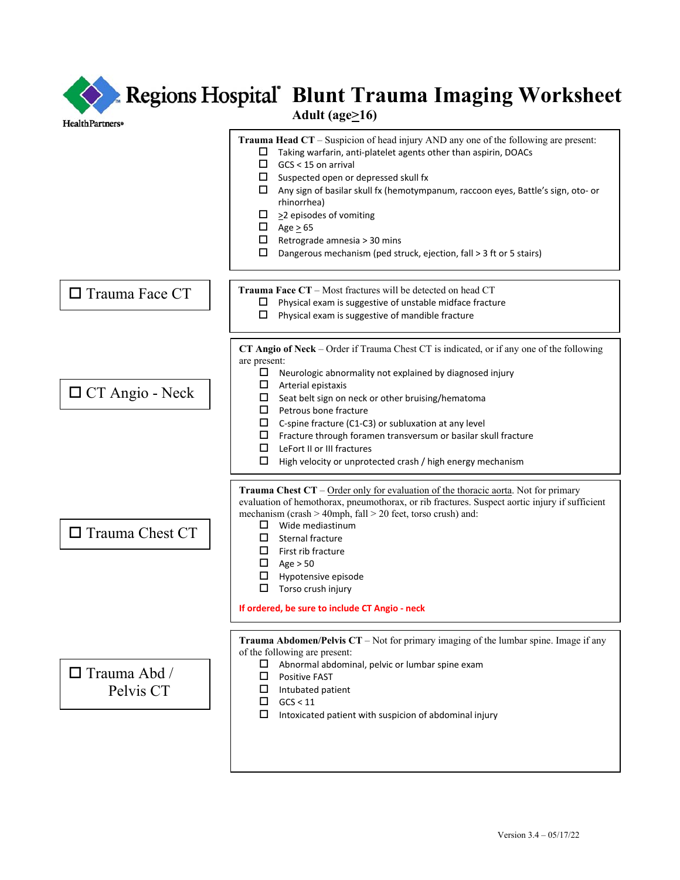# Regions Hospital® Blunt Trauma Imaging Worksheet

HealthPartners®

**Adult (age≥16)**

**Trauma Head CT** – Suspicion of head injury AND any one of the following are present:

- ☐ Taking warfarin, anti-platelet agents other than aspirin, DOACs
- ☐ GCS < 15 on arrival
- ☐ Suspected open or depressed skull fx
- ☐ Any sign of basilar skull fx (hemotympanum, raccoon eyes, Battle's sign, oto- or rhinorrhea)
- ☐ ≥2 episodes of vomiting
- ☐ Age ≥ 65
- ☐ Retrograde amnesia > 30 mins
- ☐ Dangerous mechanism (ped struck, ejection, fall > 3 ft or 5 stairs)

☐ Trauma Face CT

**Trauma Face CT** – Most fractures will be detected on head CT

- ☐ Physical exam is suggestive of unstable midface fracture
- ☐ Physical exam is suggestive of mandible fracture

☐ CT Angio - Neck

**CT Angio of Neck** – Order if Trauma Chest CT is indicated, or if any one of the following are present:

- ☐ Neurologic abnormality not explained by diagnosed injury
- ☐ Arterial epistaxis
- ☐ Seat belt sign on neck or other bruising/hematoma
- ☐ Petrous bone fracture
- ☐ C-spine fracture (C1-C3) or subluxation at any level
- ☐ Fracture through foramen transversum or basilar skull fracture
- ☐ LeFort II or III fractures
- ☐ High velocity or unprotected crash / high energy mechanism

☐ Trauma Chest CT

**Trauma Chest CT** – Order only for evaluation of the thoracic aorta. Not for primary evaluation of hemothorax, pneumothorax, or rib fractures. Suspect aortic injury if sufficient mechanism (crash > 40mph, fall > 20 feet, torso crush) and:

- ☐ Wide mediastinum
- ☐ Sternal fracture
- ☐ First rib fracture
- ☐ Age > 50
- ☐ Hypotensive episode
- ☐ Torso crush injury

**If ordered, be sure to include CT Angio - neck**

☐ Trauma Abd / Pelvis CT

**Trauma Abdomen/Pelvis CT** – Not for primary imaging of the lumbar spine. Image if any of the following are present:

- ☐ Abnormal abdominal, pelvic or lumbar spine exam
- ☐ Positive FAST
- ☐ Intubated patient
- ☐ GCS < 11
- ☐ Intoxicated patient with suspicion of abdominal injury

Version 3.4 – 05/17/22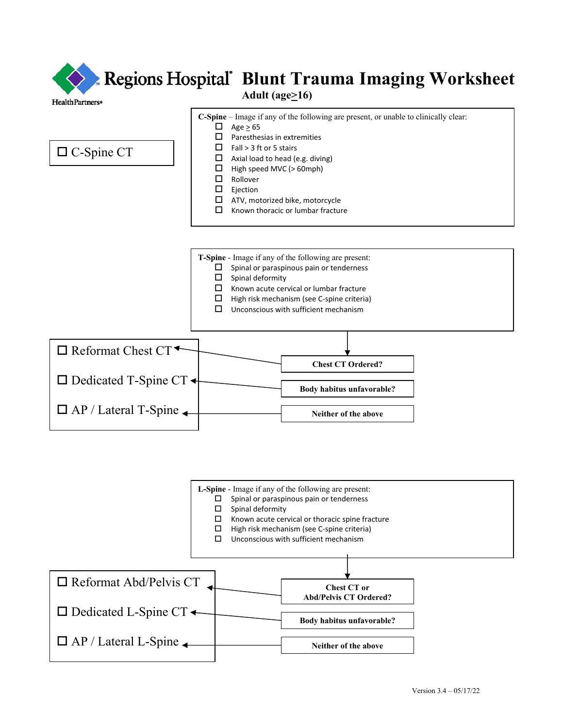# Regions Hospital Blunt Trauma Imaging Worksheet

**Adult (age≥16)**

HealthPartners

☐ C-Spine CT

**C-Spine** – Image if any of the following are present, or unable to clinically clear:

- ☐ Age ≥ 65
- ☐ Paresthesias in extremities
- ☐ Fall > 3 ft or 5 stairs
- ☐ Axial load to head (e.g. diving)
- ☐ High speed MVC (> 60mph)
- ☐ Rollover
- ☐ Ejection
- ☐ ATV, motorized bike, motorcycle
- ☐ Known thoracic or lumbar fracture

**T-Spine** - Image if any of the following are present:

- ☐ Spinal or paraspinous pain or tenderness
- ☐ Spinal deformity
- ☐ Known acute cervical or lumbar fracture
- ☐ High risk mechanism (see C-spine criteria)
- ☐ Unconscious with sufficient mechanism

**Chest CT Ordered?** → ☐ Reformat Chest CT

**Body habitus unfavorable?** → ☐ Dedicated T-Spine CT

**Neither of the above** → ☐ AP / Lateral T-Spine

**L-Spine** - Image if any of the following are present:

- ☐ Spinal or paraspinous pain or tenderness
- ☐ Spinal deformity
- ☐ Known acute cervical or thoracic spine fracture
- ☐ High risk mechanism (see C-spine criteria)
- ☐ Unconscious with sufficient mechanism

**Chest CT or Abd/Pelvis CT Ordered?** → ☐ Reformat Abd/Pelvis CT

**Body habitus unfavorable?** → ☐ Dedicated L-Spine CT

**Neither of the above** → ☐ AP / Lateral L-Spine

Version 3.4 – 05/17/22